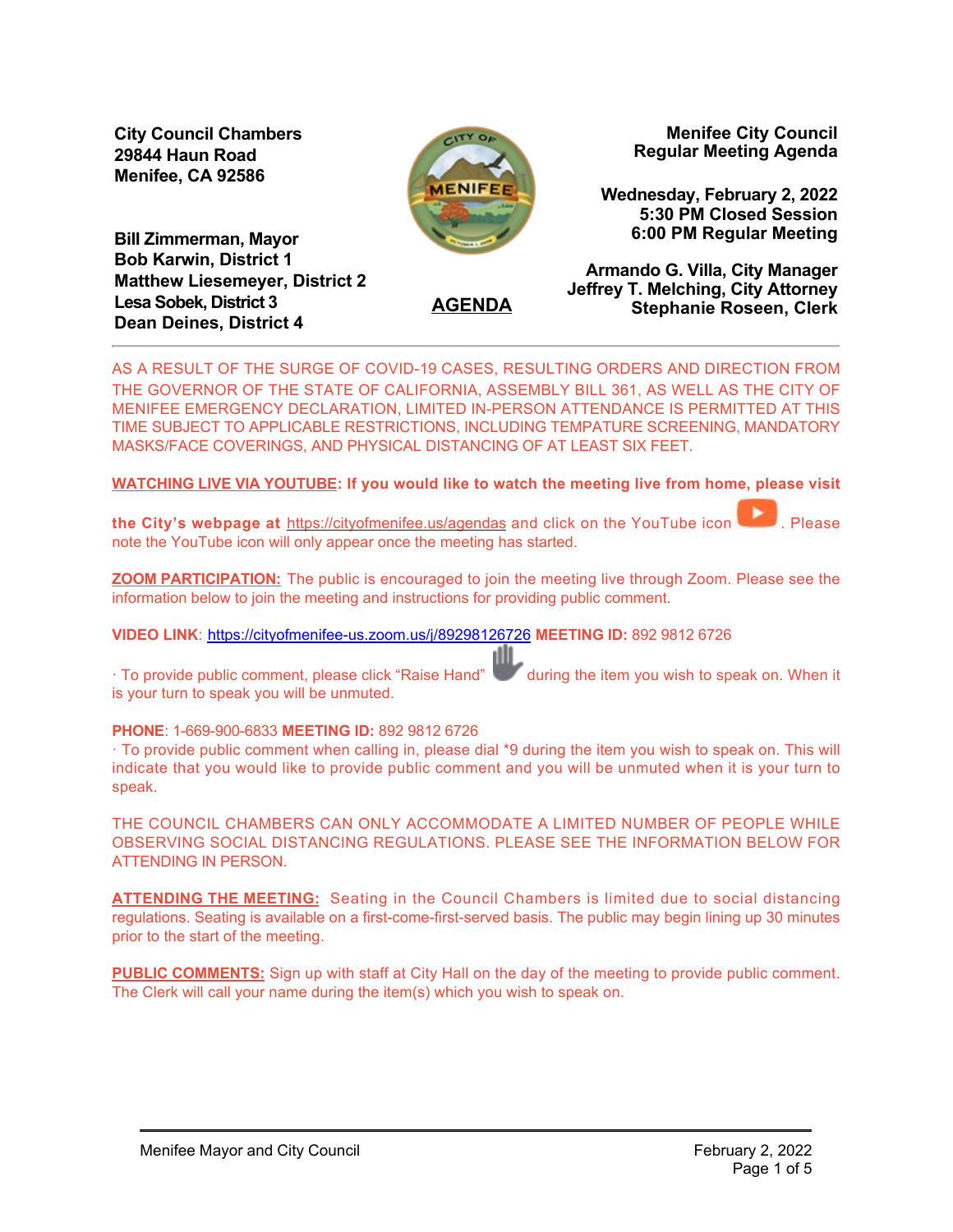**City Council Chambers**
**29844 Haun Road**
**Menifee, CA 92586**

**Bill Zimmerman, Mayor**
**Bob Karwin, District 1**
**Matthew Liesemeyer, District 2**
**Lesa Sobek, District 3**
**Dean Deines, District 4**

**Menifee City Council**
**Regular Meeting Agenda**

**Wednesday, February 2, 2022**
**5:30 PM Closed Session**
**6:00 PM Regular Meeting**

**Armando G. Villa, City Manager**
**Jeffrey T. Melching, City Attorney**
**Stephanie Roseen, Clerk**

# AGENDA

---

AS A RESULT OF THE SURGE OF COVID-19 CASES, RESULTING ORDERS AND DIRECTION FROM THE GOVERNOR OF THE STATE OF CALIFORNIA, ASSEMBLY BILL 361, AS WELL AS THE CITY OF MENIFEE EMERGENCY DECLARATION, LIMITED IN-PERSON ATTENDANCE IS PERMITTED AT THIS TIME SUBJECT TO APPLICABLE RESTRICTIONS, INCLUDING TEMPATURE SCREENING, MANDATORY MASKS/FACE COVERINGS, AND PHYSICAL DISTANCING OF AT LEAST SIX FEET.

**WATCHING LIVE VIA YOUTUBE: If you would like to watch the meeting live from home, please visit the City's webpage at** https://cityofmenifee.us/agendas and click on the YouTube icon. Please note the YouTube icon will only appear once the meeting has started.

**ZOOM PARTICIPATION:** The public is encouraged to join the meeting live through Zoom. Please see the information below to join the meeting and instructions for providing public comment.

**VIDEO LINK**: https://cityofmenifee-us.zoom.us/j/89298126726 **MEETING ID:** 892 9812 6726

· To provide public comment, please click "Raise Hand" during the item you wish to speak on. When it is your turn to speak you will be unmuted.

**PHONE**: 1-669-900-6833 **MEETING ID:** 892 9812 6726

· To provide public comment when calling in, please dial *9 during the item you wish to speak on. This will indicate that you would like to provide public comment and you will be unmuted when it is your turn to speak.

THE COUNCIL CHAMBERS CAN ONLY ACCOMMODATE A LIMITED NUMBER OF PEOPLE WHILE OBSERVING SOCIAL DISTANCING REGULATIONS. PLEASE SEE THE INFORMATION BELOW FOR ATTENDING IN PERSON.

**ATTENDING THE MEETING:** Seating in the Council Chambers is limited due to social distancing regulations. Seating is available on a first-come-first-served basis. The public may begin lining up 30 minutes prior to the start of the meeting.

**PUBLIC COMMENTS:** Sign up with staff at City Hall on the day of the meeting to provide public comment. The Clerk will call your name during the item(s) which you wish to speak on.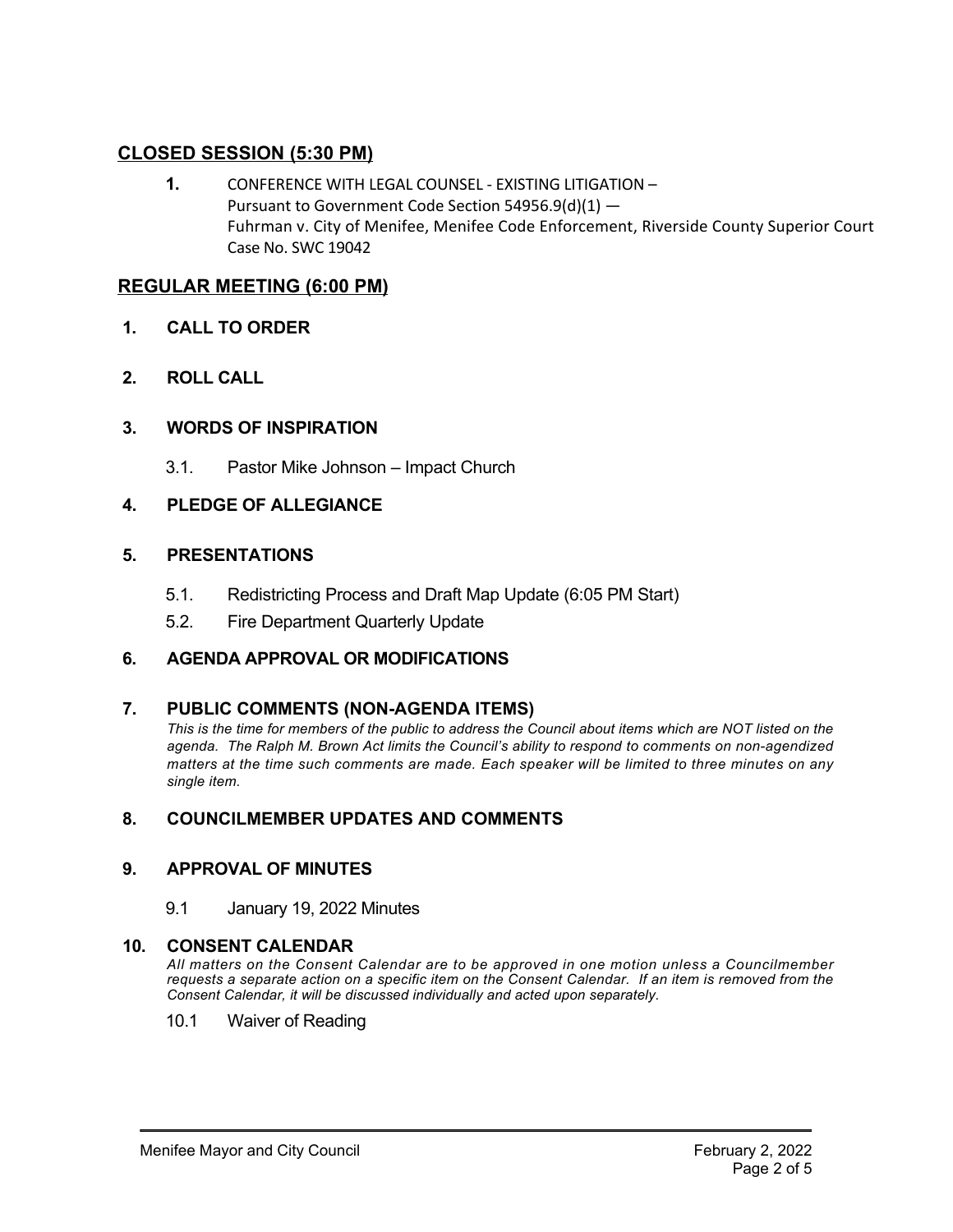## CLOSED SESSION (5:30 PM)

**1.** CONFERENCE WITH LEGAL COUNSEL - EXISTING LITIGATION –
Pursuant to Government Code Section 54956.9(d)(1) —
Fuhrman v. City of Menifee, Menifee Code Enforcement, Riverside County Superior Court Case No. SWC 19042

## REGULAR MEETING (6:00 PM)

### 1. CALL TO ORDER

### 2. ROLL CALL

### 3. WORDS OF INSPIRATION

3.1. Pastor Mike Johnson – Impact Church

### 4. PLEDGE OF ALLEGIANCE

### 5. PRESENTATIONS

5.1. Redistricting Process and Draft Map Update (6:05 PM Start)

5.2. Fire Department Quarterly Update

### 6. AGENDA APPROVAL OR MODIFICATIONS

### 7. PUBLIC COMMENTS (NON-AGENDA ITEMS)

*This is the time for members of the public to address the Council about items which are NOT listed on the agenda. The Ralph M. Brown Act limits the Council's ability to respond to comments on non-agendized matters at the time such comments are made. Each speaker will be limited to three minutes on any single item.*

### 8. COUNCILMEMBER UPDATES AND COMMENTS

### 9. APPROVAL OF MINUTES

9.1 January 19, 2022 Minutes

### 10. CONSENT CALENDAR

*All matters on the Consent Calendar are to be approved in one motion unless a Councilmember requests a separate action on a specific item on the Consent Calendar. If an item is removed from the Consent Calendar, it will be discussed individually and acted upon separately.*

10.1 Waiver of Reading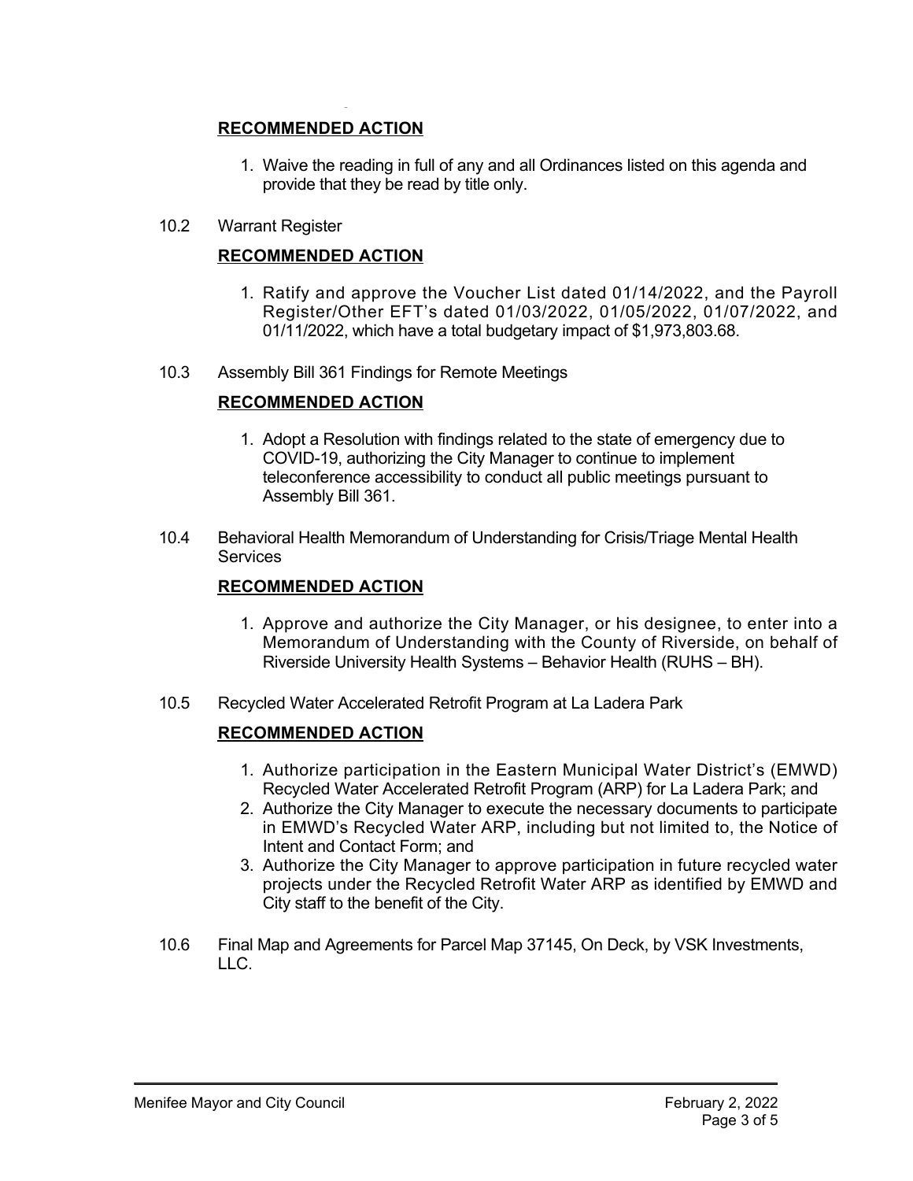**RECOMMENDED ACTION**

1. Waive the reading in full of any and all Ordinances listed on this agenda and provide that they be read by title only.

10.2 Warrant Register

**RECOMMENDED ACTION**

1. Ratify and approve the Voucher List dated 01/14/2022, and the Payroll Register/Other EFT's dated 01/03/2022, 01/05/2022, 01/07/2022, and 01/11/2022, which have a total budgetary impact of $1,973,803.68.

10.3 Assembly Bill 361 Findings for Remote Meetings

**RECOMMENDED ACTION**

1. Adopt a Resolution with findings related to the state of emergency due to COVID-19, authorizing the City Manager to continue to implement teleconference accessibility to conduct all public meetings pursuant to Assembly Bill 361.

10.4 Behavioral Health Memorandum of Understanding for Crisis/Triage Mental Health Services

**RECOMMENDED ACTION**

1. Approve and authorize the City Manager, or his designee, to enter into a Memorandum of Understanding with the County of Riverside, on behalf of Riverside University Health Systems – Behavior Health (RUHS – BH).

10.5 Recycled Water Accelerated Retrofit Program at La Ladera Park

**RECOMMENDED ACTION**

1. Authorize participation in the Eastern Municipal Water District's (EMWD) Recycled Water Accelerated Retrofit Program (ARP) for La Ladera Park; and
2. Authorize the City Manager to execute the necessary documents to participate in EMWD's Recycled Water ARP, including but not limited to, the Notice of Intent and Contact Form; and
3. Authorize the City Manager to approve participation in future recycled water projects under the Recycled Retrofit Water ARP as identified by EMWD and City staff to the benefit of the City.

10.6 Final Map and Agreements for Parcel Map 37145, On Deck, by VSK Investments, LLC.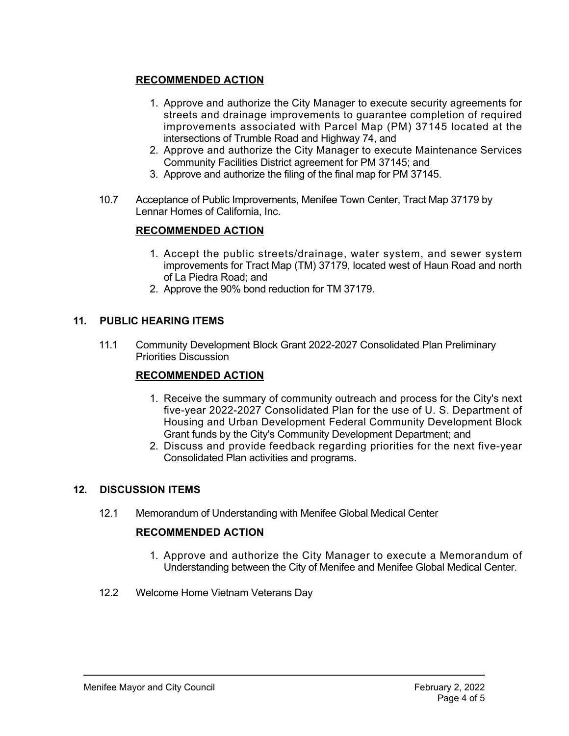**RECOMMENDED ACTION**

1. Approve and authorize the City Manager to execute security agreements for streets and drainage improvements to guarantee completion of required improvements associated with Parcel Map (PM) 37145 located at the intersections of Trumble Road and Highway 74, and
2. Approve and authorize the City Manager to execute Maintenance Services Community Facilities District agreement for PM 37145; and
3. Approve and authorize the filing of the final map for PM 37145.

10.7 Acceptance of Public Improvements, Menifee Town Center, Tract Map 37179 by Lennar Homes of California, Inc.

**RECOMMENDED ACTION**

1. Accept the public streets/drainage, water system, and sewer system improvements for Tract Map (TM) 37179, located west of Haun Road and north of La Piedra Road; and
2. Approve the 90% bond reduction for TM 37179.

## 11. PUBLIC HEARING ITEMS

11.1 Community Development Block Grant 2022-2027 Consolidated Plan Preliminary Priorities Discussion

**RECOMMENDED ACTION**

1. Receive the summary of community outreach and process for the City's next five-year 2022-2027 Consolidated Plan for the use of U. S. Department of Housing and Urban Development Federal Community Development Block Grant funds by the City's Community Development Department; and
2. Discuss and provide feedback regarding priorities for the next five-year Consolidated Plan activities and programs.

## 12. DISCUSSION ITEMS

12.1 Memorandum of Understanding with Menifee Global Medical Center

**RECOMMENDED ACTION**

1. Approve and authorize the City Manager to execute a Memorandum of Understanding between the City of Menifee and Menifee Global Medical Center.

12.2 Welcome Home Vietnam Veterans Day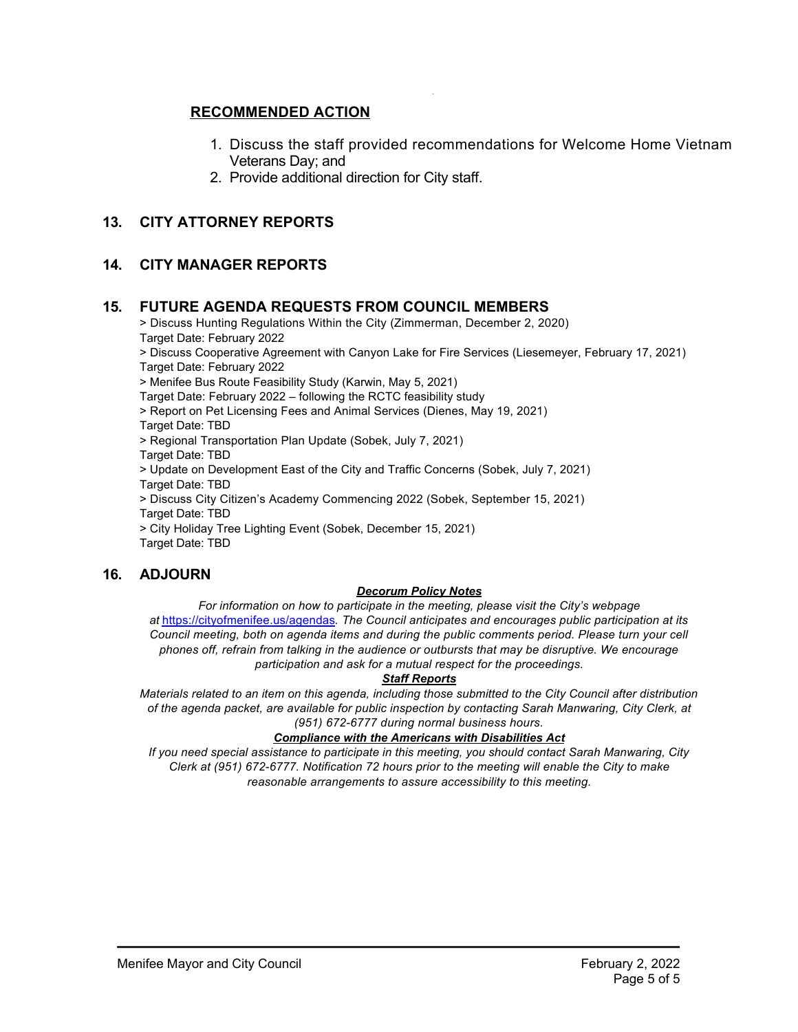**RECOMMENDED ACTION**

1. Discuss the staff provided recommendations for Welcome Home Vietnam Veterans Day; and
2. Provide additional direction for City staff.

## 13. CITY ATTORNEY REPORTS

## 14. CITY MANAGER REPORTS

## 15. FUTURE AGENDA REQUESTS FROM COUNCIL MEMBERS

> Discuss Hunting Regulations Within the City (Zimmerman, December 2, 2020)
Target Date: February 2022
> Discuss Cooperative Agreement with Canyon Lake for Fire Services (Liesemeyer, February 17, 2021)
Target Date: February 2022
> Menifee Bus Route Feasibility Study (Karwin, May 5, 2021)
Target Date: February 2022 – following the RCTC feasibility study
> Report on Pet Licensing Fees and Animal Services (Dienes, May 19, 2021)
Target Date: TBD
> Regional Transportation Plan Update (Sobek, July 7, 2021)
Target Date: TBD
> Update on Development East of the City and Traffic Concerns (Sobek, July 7, 2021)
Target Date: TBD
> Discuss City Citizen's Academy Commencing 2022 (Sobek, September 15, 2021)
Target Date: TBD
> City Holiday Tree Lighting Event (Sobek, December 15, 2021)
Target Date: TBD

## 16. ADJOURN

***Decorum Policy Notes***

*For information on how to participate in the meeting, please visit the City's webpage at* https://cityofmenifee.us/agendas*. The Council anticipates and encourages public participation at its Council meeting, both on agenda items and during the public comments period. Please turn your cell phones off, refrain from talking in the audience or outbursts that may be disruptive. We encourage participation and ask for a mutual respect for the proceedings.*

***Staff Reports***

*Materials related to an item on this agenda, including those submitted to the City Council after distribution of the agenda packet, are available for public inspection by contacting Sarah Manwaring, City Clerk, at (951) 672-6777 during normal business hours.*

***Compliance with the Americans with Disabilities Act***

*If you need special assistance to participate in this meeting, you should contact Sarah Manwaring, City Clerk at (951) 672-6777. Notification 72 hours prior to the meeting will enable the City to make reasonable arrangements to assure accessibility to this meeting.*